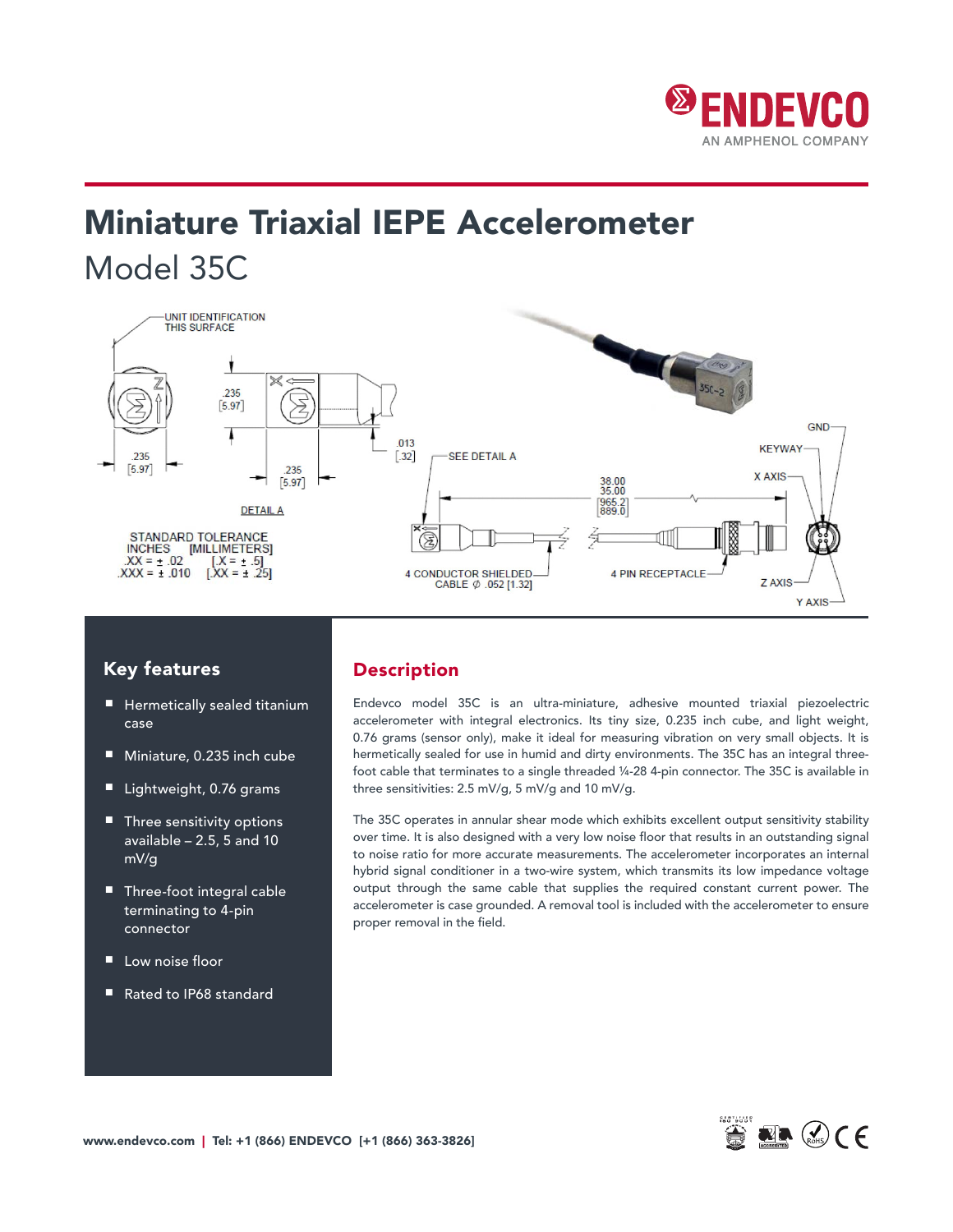# Miniature Triaxial IEPE Accelerometer

## Model 35C

UNIT IDENTIFICATION THIS SURFACE

.235 [5.97]

.235 [5.97]

.235 [5.97]

.013 [.32]

SEE DETAIL A

DETAIL A

STANDARD TOLERANCE
INCHES [MILLIMETERS]
.XX = ± .02 [.X = ± .5]
.XXX = ± .010 [.XX = ± .25]

38.00
35.00
[965.2]
[889.0]

4 CONDUCTOR SHIELDED CABLE Ø .052 [1.32]

4 PIN RECEPTACLE

GND

KEYWAY

X AXIS

Z AXIS

Y AXIS

## Key features

- Hermetically sealed titanium case
- Miniature, 0.235 inch cube
- Lightweight, 0.76 grams
- Three sensitivity options available – 2.5, 5 and 10 mV/g
- Three-foot integral cable terminating to 4-pin connector
- Low noise floor
- Rated to IP68 standard

## Description

Endevco model 35C is an ultra-miniature, adhesive mounted triaxial piezoelectric accelerometer with integral electronics. Its tiny size, 0.235 inch cube, and light weight, 0.76 grams (sensor only), make it ideal for measuring vibration on very small objects. It is hermetically sealed for use in humid and dirty environments. The 35C has an integral three-foot cable that terminates to a single threaded ¼-28 4-pin connector. The 35C is available in three sensitivities: 2.5 mV/g, 5 mV/g and 10 mV/g.

The 35C operates in annular shear mode which exhibits excellent output sensitivity stability over time. It is also designed with a very low noise floor that results in an outstanding signal to noise ratio for more accurate measurements. The accelerometer incorporates an internal hybrid signal conditioner in a two-wire system, which transmits its low impedance voltage output through the same cable that supplies the required constant current power. The accelerometer is case grounded. A removal tool is included with the accelerometer to ensure proper removal in the field.

www.endevco.com | Tel: +1 (866) ENDEVCO [+1 (866) 363-3826]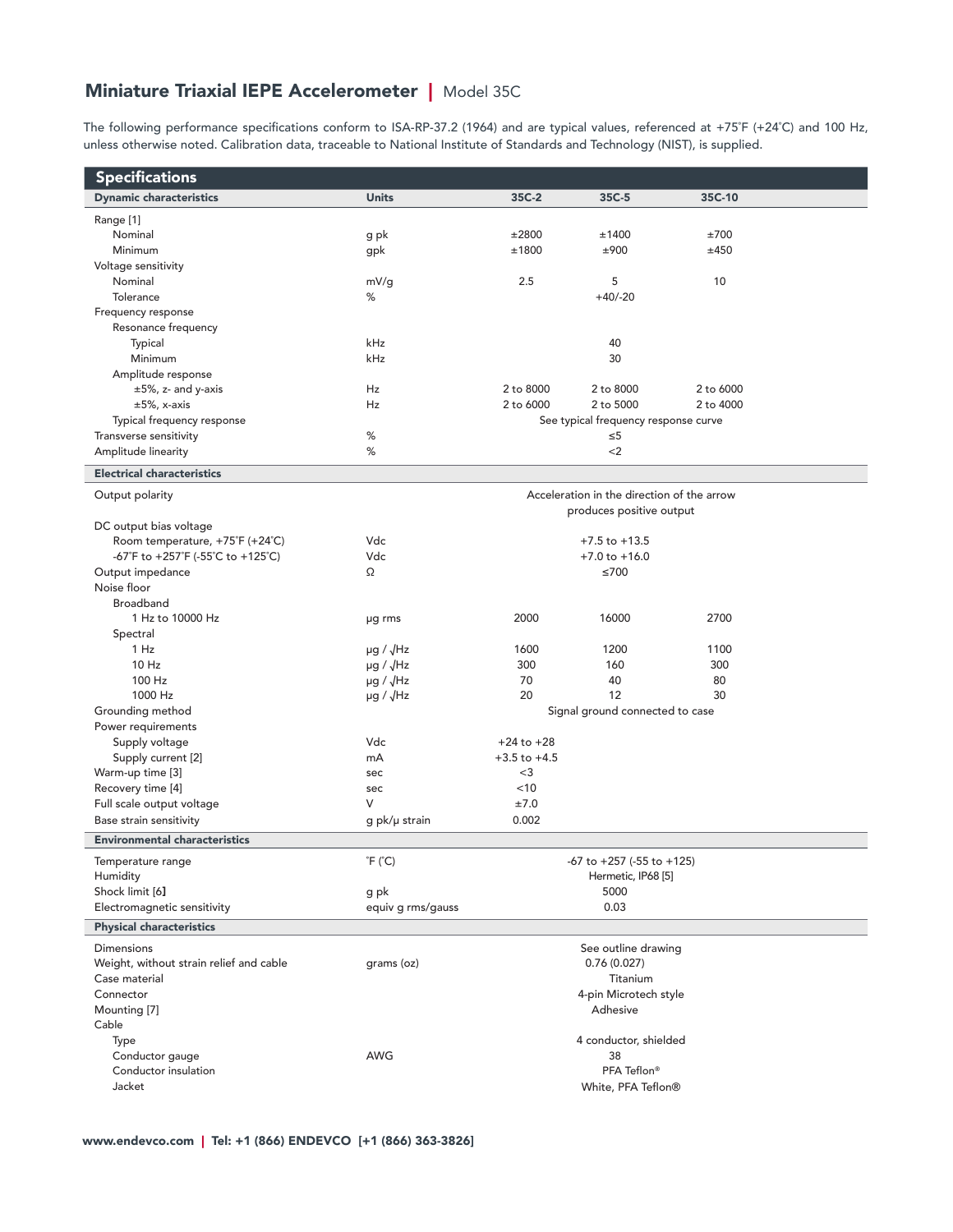# Miniature Triaxial IEPE Accelerometer | Model 35C

The following performance specifications conform to ISA-RP-37.2 (1964) and are typical values, referenced at +75˚F (+24˚C) and 100 Hz, unless otherwise noted. Calibration data, traceable to National Institute of Standards and Technology (NIST), is supplied.

## Specifications

| Dynamic characteristics | Units | 35C-2 | 35C-5 | 35C-10 |
|---|---|---|---|---|
| Range [1] | | | | |
| Nominal | g pk | ±2800 | ±1400 | ±700 |
| Minimum | gpk | ±1800 | ±900 | ±450 |
| Voltage sensitivity | | | | |
| Nominal | mV/g | 2.5 | 5 | 10 |
| Tolerance | % | | +40/-20 | |
| Frequency response | | | | |
| Resonance frequency | | | | |
| Typical | kHz | | 40 | |
| Minimum | kHz | | 30 | |
| Amplitude response | | | | |
| ±5%, z- and y-axis | Hz | 2 to 8000 | 2 to 8000 | 2 to 6000 |
| ±5%, x-axis | Hz | 2 to 6000 | 2 to 5000 | 2 to 4000 |
| Typical frequency response | | | See typical frequency response curve | |
| Transverse sensitivity | % | | ≤5 | |
| Amplitude linearity | % | | <2 | |
| **Electrical characteristics** | | | | |
| Output polarity | | | Acceleration in the direction of the arrow produces positive output | |
| DC output bias voltage | | | | |
| Room temperature, +75˚F (+24˚C) | Vdc | | +7.5 to +13.5 | |
| -67˚F to +257˚F (-55˚C to +125˚C) | Vdc | | +7.0 to +16.0 | |
| Output impedance | Ω | | ≤700 | |
| Noise floor | | | | |
| Broadband | | | | |
| 1 Hz to 10000 Hz | µg rms | 2000 | 16000 | 2700 |
| Spectral | | | | |
| 1 Hz | µg / √Hz | 1600 | 1200 | 1100 |
| 10 Hz | µg / √Hz | 300 | 160 | 300 |
| 100 Hz | µg / √Hz | 70 | 40 | 80 |
| 1000 Hz | µg / √Hz | 20 | 12 | 30 |
| Grounding method | | | Signal ground connected to case | |
| Power requirements | | | | |
| Supply voltage | Vdc | +24 to +28 | | |
| Supply current [2] | mA | +3.5 to +4.5 | | |
| Warm-up time [3] | sec | <3 | | |
| Recovery time [4] | sec | <10 | | |
| Full scale output voltage | V | ±7.0 | | |
| Base strain sensitivity | g pk/µ strain | 0.002 | | |
| **Environmental characteristics** | | | | |
| Temperature range | ˚F (˚C) | | -67 to +257 (-55 to +125) | |
| Humidity | | | Hermetic, IP68 [5] | |
| Shock limit [6] | g pk | | 5000 | |
| Electromagnetic sensitivity | equiv g rms/gauss | | 0.03 | |
| **Physical characteristics** | | | | |
| Dimensions | | | See outline drawing | |
| Weight, without strain relief and cable | grams (oz) | | 0.76 (0.027) | |
| Case material | | | Titanium | |
| Connector | | | 4-pin Microtech style | |
| Mounting [7] | | | Adhesive | |
| Cable | | | | |
| Type | | | 4 conductor, shielded | |
| Conductor gauge | AWG | | 38 | |
| Conductor insulation | | | PFA Teflon® | |
| Jacket | | | White, PFA Teflon® | |

www.endevco.com | Tel: +1 (866) ENDEVCO [+1 (866) 363-3826]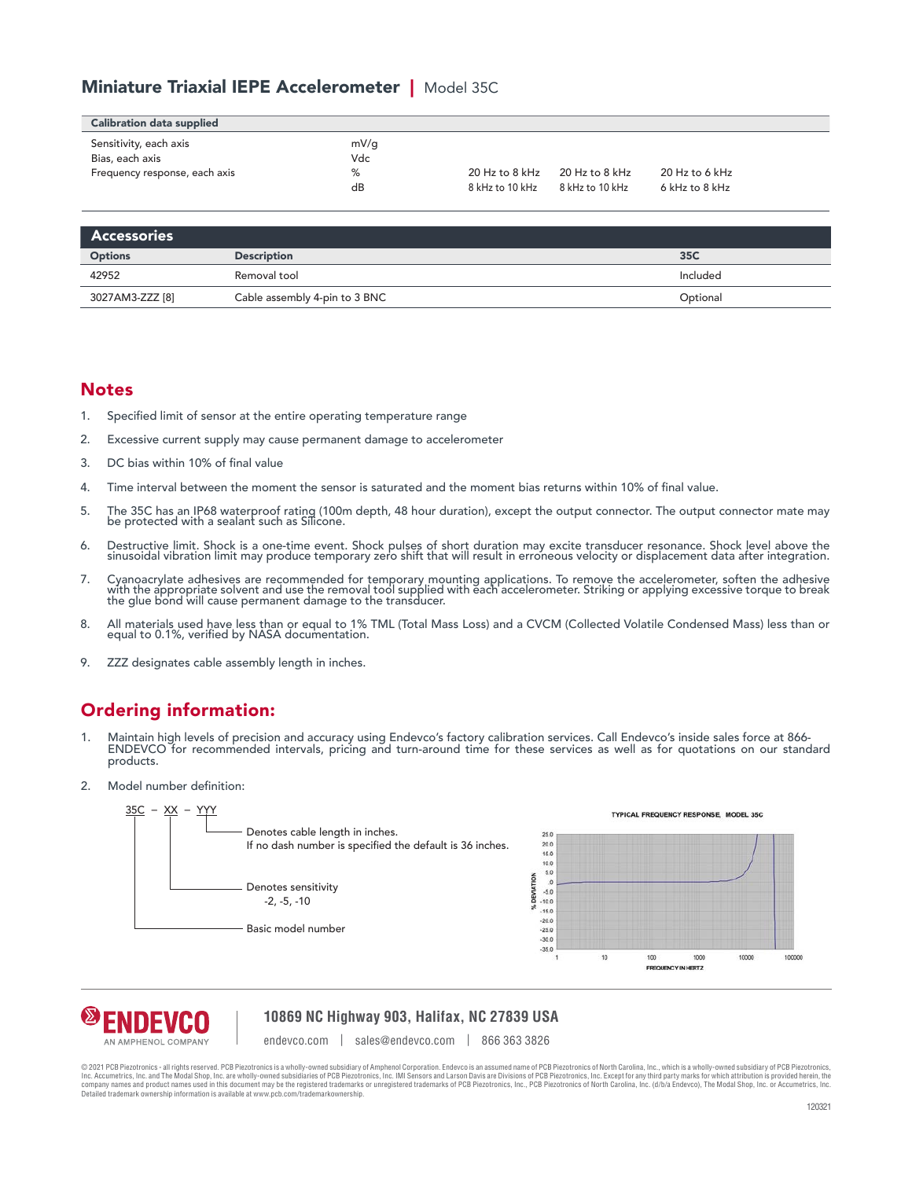## Miniature Triaxial IEPE Accelerometer | Model 35C

| Calibration data supplied | | | | |
|---|---|---|---|---|
| Sensitivity, each axis | mV/g | | | |
| Bias, each axis | Vdc | | | |
| Frequency response, each axis | % | 20 Hz to 8 kHz | 20 Hz to 8 kHz | 20 Hz to 6 kHz |
| | dB | 8 kHz to 10 kHz | 8 kHz to 10 kHz | 6 kHz to 8 kHz |

## Accessories

| Options | Description | 35C |
|---|---|---|
| 42952 | Removal tool | Included |
| 3027AM3-ZZZ [8] | Cable assembly 4-pin to 3 BNC | Optional |

## Notes

1. Specified limit of sensor at the entire operating temperature range
2. Excessive current supply may cause permanent damage to accelerometer
3. DC bias within 10% of final value
4. Time interval between the moment the sensor is saturated and the moment bias returns within 10% of final value.
5. The 35C has an IP68 waterproof rating (100m depth, 48 hour duration), except the output connector. The output connector mate may be protected with a sealant such as Silicone.
6. Destructive limit. Shock is a one-time event. Shock pulses of short duration may excite transducer resonance. Shock level above the sinusoidal vibration limit may produce temporary zero shift that will result in erroneous velocity or displacement data after integration.
7. Cyanoacrylate adhesives are recommended for temporary mounting applications. To remove the accelerometer, soften the adhesive with the appropriate solvent and use the removal tool supplied with each accelerometer. Striking or applying excessive torque to break the glue bond will cause permanent damage to the transducer.
8. All materials used have less than or equal to 1% TML (Total Mass Loss) and a CVCM (Collected Volatile Condensed Mass) less than or equal to 0.1%, verified by NASA documentation.
9. ZZZ designates cable assembly length in inches.

## Ordering information:

1. Maintain high levels of precision and accuracy using Endevco's factory calibration services. Call Endevco's inside sales force at 866-ENDEVCO for recommended intervals, pricing and turn-around time for these services as well as for quotations on our standard products.
2. Model number definition:

35C – XX – YYY

- YYY: Denotes cable length in inches. If no dash number is specified the default is 36 inches.
- XX: Denotes sensitivity -2, -5, -10
- 35C: Basic model number

TYPICAL FREQUENCY RESPONSE, MODEL 35C

% DEVIATION

25.0
20.0
15.0
10.0
5.0
.0
-5.0
-10.0
-15.0
-20.0
-25.0
-30.0
-35.0

1
10
100
1000
10000
100000

FREQUENCY IN HERTZ

ENDEVCO — AN AMPHENOL COMPANY

10869 NC Highway 903, Halifax, NC 27839 USA

endevco.com | sales@endevco.com | 866 363 3826

© 2021 PCB Piezotronics - all rights reserved. PCB Piezotronics is a wholly-owned subsidiary of Amphenol Corporation. Endevco is an assumed name of PCB Piezotronics of North Carolina, Inc., which is a wholly-owned subsidiary of PCB Piezotronics, Inc. Accumetrics, Inc. and The Modal Shop, Inc. are wholly-owned subsidiaries of PCB Piezotronics, Inc. IMI Sensors and Larson Davis are Divisions of PCB Piezotronics, Inc. Except for any third party marks for which attribution is provided herein, the company names and product names used in this document may be the registered trademarks or unregistered trademarks of PCB Piezotronics, Inc., PCB Piezotronics of North Carolina, Inc. (d/b/a Endevco), The Modal Shop, Inc. or Accumetrics, Inc. Detailed trademark ownership information is available at www.pcb.com/trademarkownership.

120321